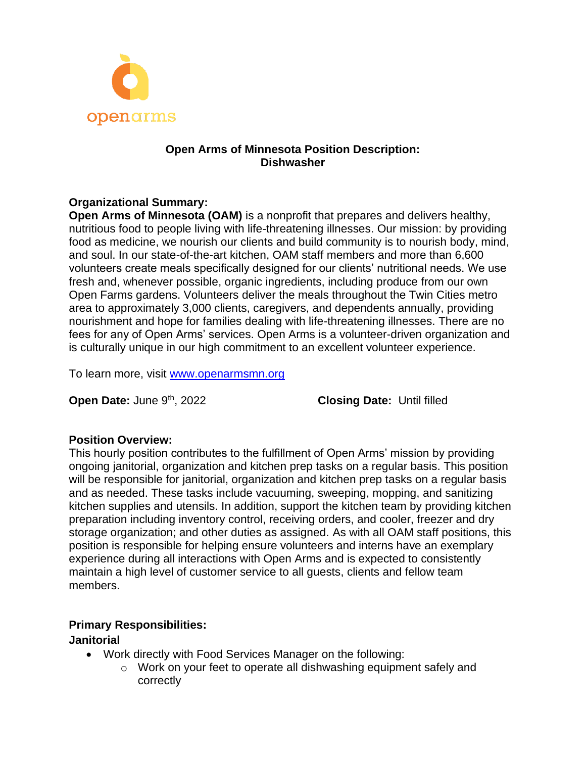openarms

## Open Arms of Minnesota Position Description: Dishwasher

**Organizational Summary:**

**Open Arms of Minnesota (OAM)** is a nonprofit that prepares and delivers healthy, nutritious food to people living with life-threatening illnesses. Our mission: by providing food as medicine, we nourish our clients and build community is to nourish body, mind, and soul. In our state-of-the-art kitchen, OAM staff members and more than 6,600 volunteers create meals specifically designed for our clients' nutritional needs. We use fresh and, whenever possible, organic ingredients, including produce from our own Open Farms gardens. Volunteers deliver the meals throughout the Twin Cities metro area to approximately 3,000 clients, caregivers, and dependents annually, providing nourishment and hope for families dealing with life-threatening illnesses. There are no fees for any of Open Arms' services. Open Arms is a volunteer-driven organization and is culturally unique in our high commitment to an excellent volunteer experience.

To learn more, visit [www.openarmsmn.org](http://www.openarmsmn.org)

**Open Date:** June 9th, 2022 **Closing Date:** Until filled

**Position Overview:**

This hourly position contributes to the fulfillment of Open Arms' mission by providing ongoing janitorial, organization and kitchen prep tasks on a regular basis. This position will be responsible for janitorial, organization and kitchen prep tasks on a regular basis and as needed. These tasks include vacuuming, sweeping, mopping, and sanitizing kitchen supplies and utensils. In addition, support the kitchen team by providing kitchen preparation including inventory control, receiving orders, and cooler, freezer and dry storage organization; and other duties as assigned. As with all OAM staff positions, this position is responsible for helping ensure volunteers and interns have an exemplary experience during all interactions with Open Arms and is expected to consistently maintain a high level of customer service to all guests, clients and fellow team members.

**Primary Responsibilities:**

**Janitorial**

- Work directly with Food Services Manager on the following:
  - Work on your feet to operate all dishwashing equipment safely and correctly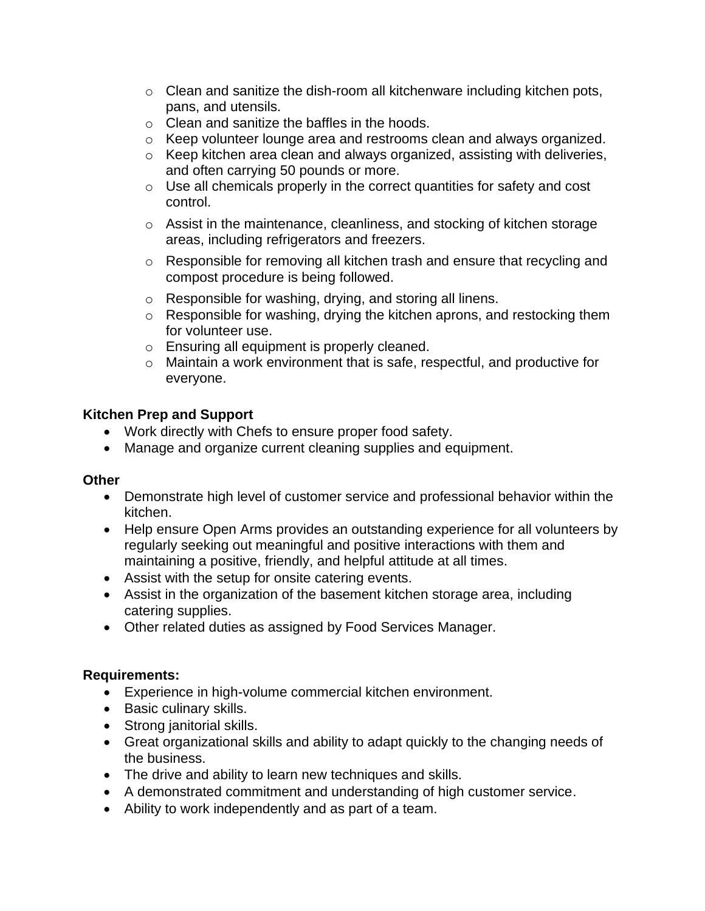- Clean and sanitize the dish-room all kitchenware including kitchen pots, pans, and utensils.
    - Clean and sanitize the baffles in the hoods.
    - Keep volunteer lounge area and restrooms clean and always organized.
    - Keep kitchen area clean and always organized, assisting with deliveries, and often carrying 50 pounds or more.
    - Use all chemicals properly in the correct quantities for safety and cost control.
    - Assist in the maintenance, cleanliness, and stocking of kitchen storage areas, including refrigerators and freezers.
    - Responsible for removing all kitchen trash and ensure that recycling and compost procedure is being followed.
    - Responsible for washing, drying, and storing all linens.
    - Responsible for washing, drying the kitchen aprons, and restocking them for volunteer use.
    - Ensuring all equipment is properly cleaned.
    - Maintain a work environment that is safe, respectful, and productive for everyone.

**Kitchen Prep and Support**

- Work directly with Chefs to ensure proper food safety.
- Manage and organize current cleaning supplies and equipment.

**Other**

- Demonstrate high level of customer service and professional behavior within the kitchen.
- Help ensure Open Arms provides an outstanding experience for all volunteers by regularly seeking out meaningful and positive interactions with them and maintaining a positive, friendly, and helpful attitude at all times.
- Assist with the setup for onsite catering events.
- Assist in the organization of the basement kitchen storage area, including catering supplies.
- Other related duties as assigned by Food Services Manager.

**Requirements:**

- Experience in high-volume commercial kitchen environment.
- Basic culinary skills.
- Strong janitorial skills.
- Great organizational skills and ability to adapt quickly to the changing needs of the business.
- The drive and ability to learn new techniques and skills.
- A demonstrated commitment and understanding of high customer service.
- Ability to work independently and as part of a team.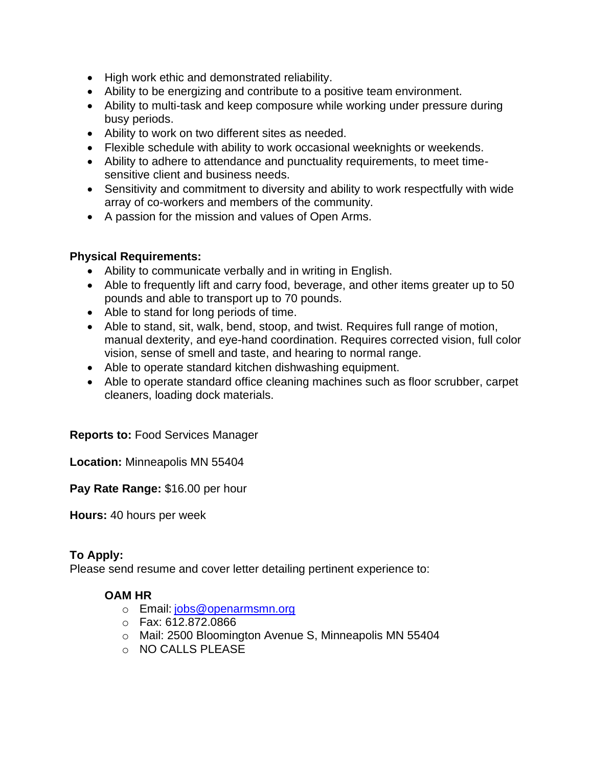- High work ethic and demonstrated reliability.
- Ability to be energizing and contribute to a positive team environment.
- Ability to multi-task and keep composure while working under pressure during busy periods.
- Ability to work on two different sites as needed.
- Flexible schedule with ability to work occasional weeknights or weekends.
- Ability to adhere to attendance and punctuality requirements, to meet time-sensitive client and business needs.
- Sensitivity and commitment to diversity and ability to work respectfully with wide array of co-workers and members of the community.
- A passion for the mission and values of Open Arms.

**Physical Requirements:**

- Ability to communicate verbally and in writing in English.
- Able to frequently lift and carry food, beverage, and other items greater up to 50 pounds and able to transport up to 70 pounds.
- Able to stand for long periods of time.
- Able to stand, sit, walk, bend, stoop, and twist. Requires full range of motion, manual dexterity, and eye-hand coordination. Requires corrected vision, full color vision, sense of smell and taste, and hearing to normal range.
- Able to operate standard kitchen dishwashing equipment.
- Able to operate standard office cleaning machines such as floor scrubber, carpet cleaners, loading dock materials.

**Reports to:** Food Services Manager

**Location:** Minneapolis MN 55404

**Pay Rate Range:** $16.00 per hour

**Hours:** 40 hours per week

**To Apply:**
Please send resume and cover letter detailing pertinent experience to:

**OAM HR**

- Email: jobs@openarmsmn.org
- Fax: 612.872.0866
- Mail: 2500 Bloomington Avenue S, Minneapolis MN 55404
- NO CALLS PLEASE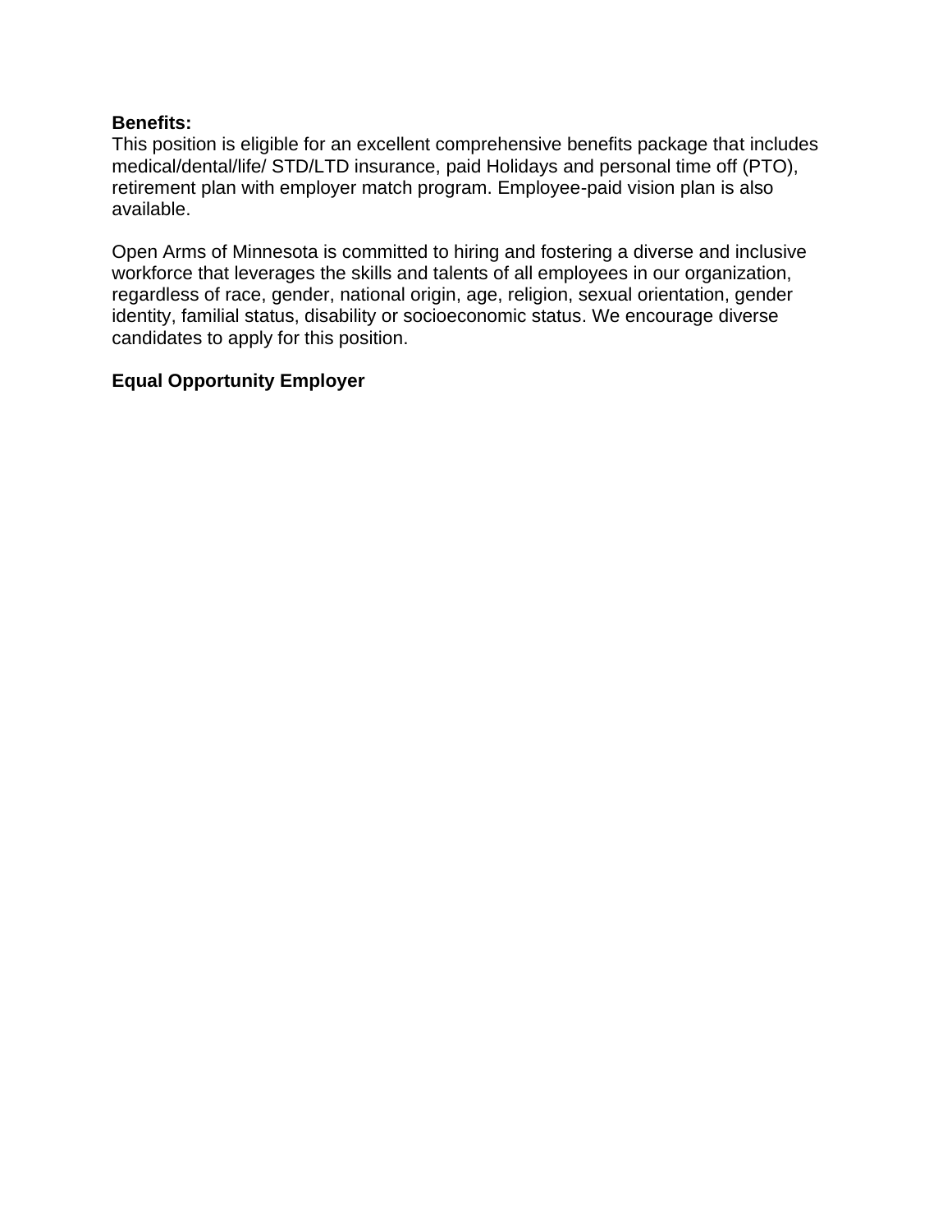**Benefits:**
This position is eligible for an excellent comprehensive benefits package that includes medical/dental/life/ STD/LTD insurance, paid Holidays and personal time off (PTO), retirement plan with employer match program. Employee-paid vision plan is also available.

Open Arms of Minnesota is committed to hiring and fostering a diverse and inclusive workforce that leverages the skills and talents of all employees in our organization, regardless of race, gender, national origin, age, religion, sexual orientation, gender identity, familial status, disability or socioeconomic status. We encourage diverse candidates to apply for this position.

**Equal Opportunity Employer**